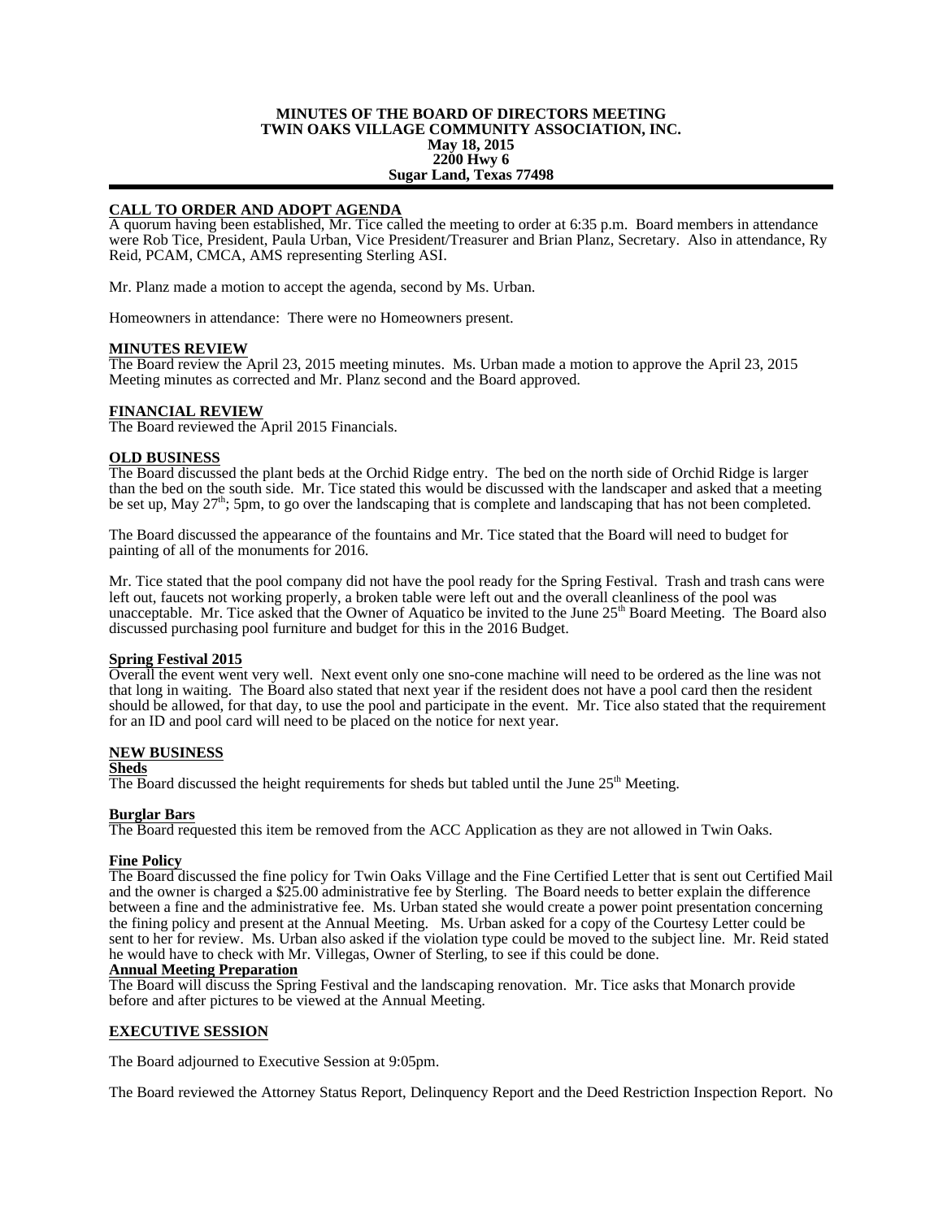**MINUTES OF THE BOARD OF DIRECTORS MEETING**
**TWIN OAKS VILLAGE COMMUNITY ASSOCIATION, INC.**
**May 18, 2015**
**2200 Hwy 6**
**Sugar Land, Texas 77498**

## CALL TO ORDER AND ADOPT AGENDA

A quorum having been established, Mr. Tice called the meeting to order at 6:35 p.m. Board members in attendance were Rob Tice, President, Paula Urban, Vice President/Treasurer and Brian Planz, Secretary. Also in attendance, Ry Reid, PCAM, CMCA, AMS representing Sterling ASI.

Mr. Planz made a motion to accept the agenda, second by Ms. Urban.

Homeowners in attendance: There were no Homeowners present.

## MINUTES REVIEW

The Board review the April 23, 2015 meeting minutes. Ms. Urban made a motion to approve the April 23, 2015 Meeting minutes as corrected and Mr. Planz second and the Board approved.

## FINANCIAL REVIEW

The Board reviewed the April 2015 Financials.

## OLD BUSINESS

The Board discussed the plant beds at the Orchid Ridge entry. The bed on the north side of Orchid Ridge is larger than the bed on the south side. Mr. Tice stated this would be discussed with the landscaper and asked that a meeting be set up, May 27th; 5pm, to go over the landscaping that is complete and landscaping that has not been completed.

The Board discussed the appearance of the fountains and Mr. Tice stated that the Board will need to budget for painting of all of the monuments for 2016.

Mr. Tice stated that the pool company did not have the pool ready for the Spring Festival. Trash and trash cans were left out, faucets not working properly, a broken table were left out and the overall cleanliness of the pool was unacceptable. Mr. Tice asked that the Owner of Aquatico be invited to the June 25th Board Meeting. The Board also discussed purchasing pool furniture and budget for this in the 2016 Budget.

### Spring Festival 2015

Overall the event went very well. Next event only one sno-cone machine will need to be ordered as the line was not that long in waiting. The Board also stated that next year if the resident does not have a pool card then the resident should be allowed, for that day, to use the pool and participate in the event. Mr. Tice also stated that the requirement for an ID and pool card will need to be placed on the notice for next year.

## NEW BUSINESS

### Sheds

The Board discussed the height requirements for sheds but tabled until the June 25th Meeting.

### Burglar Bars

The Board requested this item be removed from the ACC Application as they are not allowed in Twin Oaks.

### Fine Policy

The Board discussed the fine policy for Twin Oaks Village and the Fine Certified Letter that is sent out Certified Mail and the owner is charged a $25.00 administrative fee by Sterling. The Board needs to better explain the difference between a fine and the administrative fee. Ms. Urban stated she would create a power point presentation concerning the fining policy and present at the Annual Meeting. Ms. Urban asked for a copy of the Courtesy Letter could be sent to her for review. Ms. Urban also asked if the violation type could be moved to the subject line. Mr. Reid stated he would have to check with Mr. Villegas, Owner of Sterling, to see if this could be done.

### Annual Meeting Preparation

The Board will discuss the Spring Festival and the landscaping renovation. Mr. Tice asks that Monarch provide before and after pictures to be viewed at the Annual Meeting.

## EXECUTIVE SESSION

The Board adjourned to Executive Session at 9:05pm.

The Board reviewed the Attorney Status Report, Delinquency Report and the Deed Restriction Inspection Report. No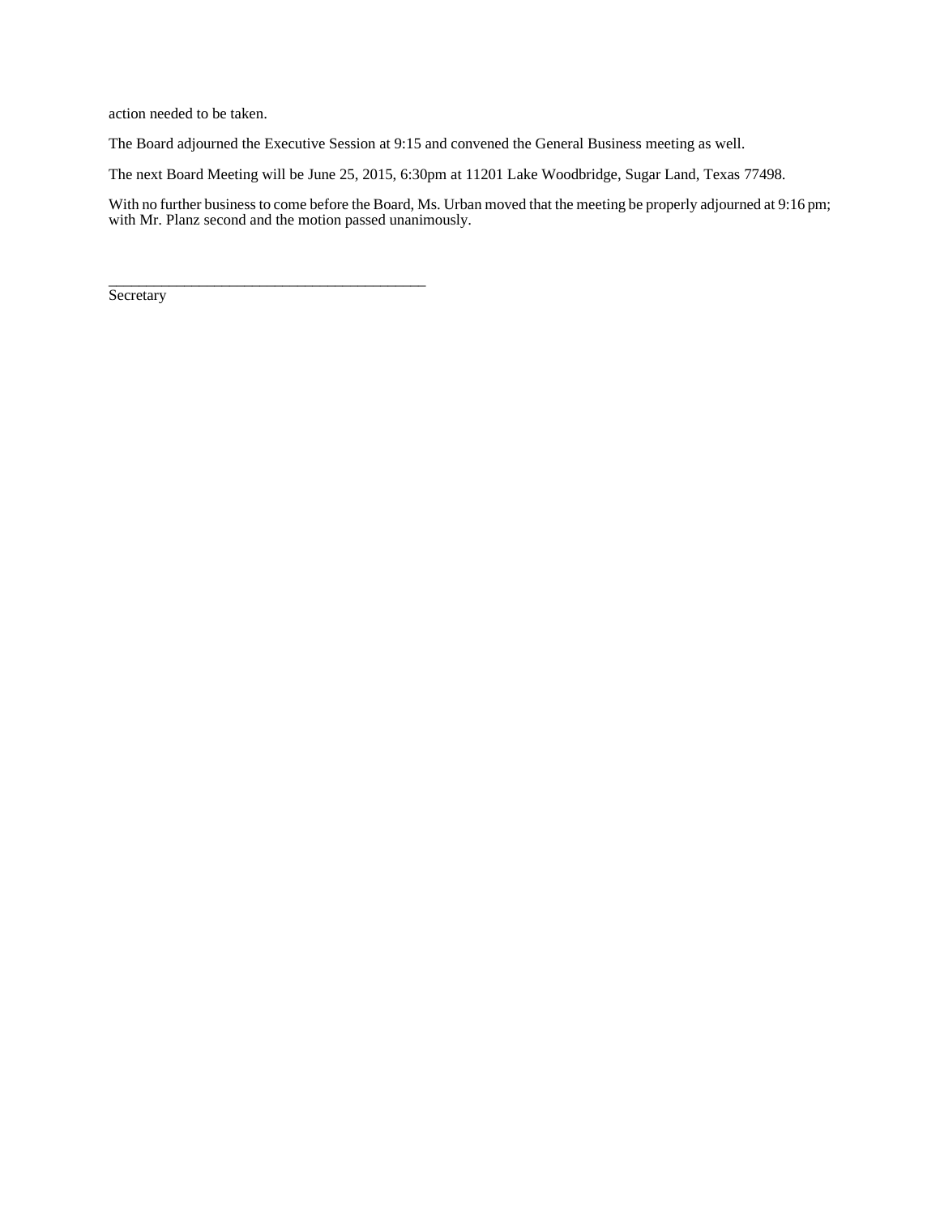action needed to be taken.

The Board adjourned the Executive Session at 9:15 and convened the General Business meeting as well.

The next Board Meeting will be June 25, 2015, 6:30pm at 11201 Lake Woodbridge, Sugar Land, Texas 77498.

With no further business to come before the Board, Ms. Urban moved that the meeting be properly adjourned at 9:16 pm; with Mr. Planz second and the motion passed unanimously.

\_\_\_\_\_\_\_\_\_\_\_\_\_\_\_\_\_\_\_\_\_\_\_\_\_\_\_\_\_\_\_\_\_\_\_\_\_\_\_\_\_\_

Secretary